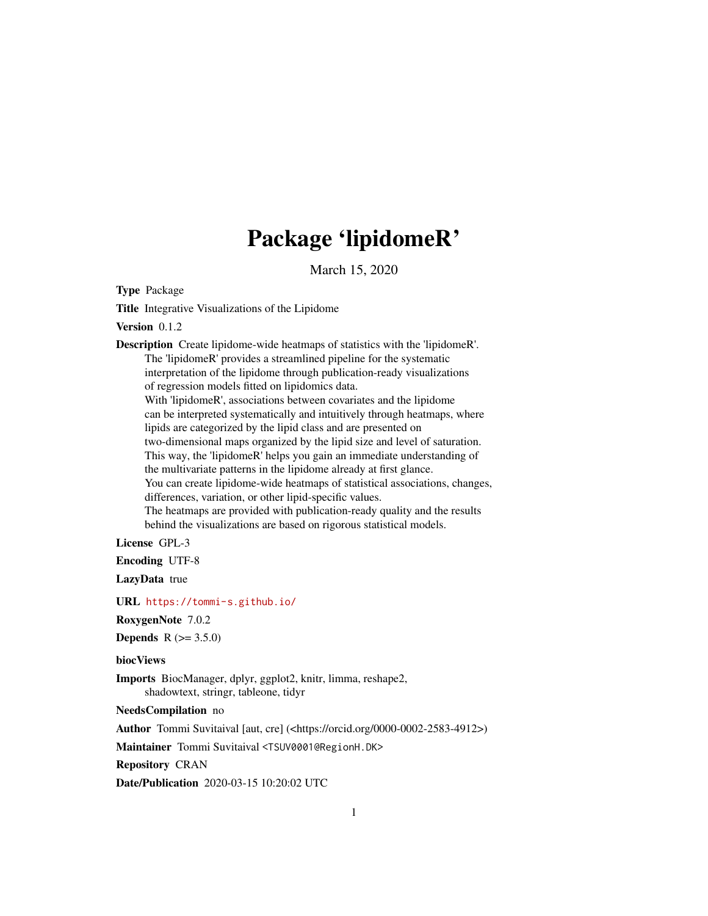# Package 'lipidomeR'

March 15, 2020

**Type** Package

**Title** Integrative Visualizations of the Lipidome

**Version** 0.1.2

**Description** Create lipidome-wide heatmaps of statistics with the 'lipidomeR'.
The 'lipidomeR' provides a streamlined pipeline for the systematic
interpretation of the lipidome through publication-ready visualizations
of regression models fitted on lipidomics data.
With 'lipidomeR', associations between covariates and the lipidome
can be interpreted systematically and intuitively through heatmaps, where
lipids are categorized by the lipid class and are presented on
two-dimensional maps organized by the lipid size and level of saturation.
This way, the 'lipidomeR' helps you gain an immediate understanding of
the multivariate patterns in the lipidome already at first glance.
You can create lipidome-wide heatmaps of statistical associations, changes,
differences, variation, or other lipid-specific values.
The heatmaps are provided with publication-ready quality and the results
behind the visualizations are based on rigorous statistical models.

**License** GPL-3

**Encoding** UTF-8

**LazyData** true

**URL** https://tommi-s.github.io/

**RoxygenNote** 7.0.2

**Depends** R (>= 3.5.0)

**biocViews**

**Imports** BiocManager, dplyr, ggplot2, knitr, limma, reshape2,
shadowtext, stringr, tableone, tidyr

**NeedsCompilation** no

**Author** Tommi Suvitaival [aut, cre] (<https://orcid.org/0000-0002-2583-4912>)

**Maintainer** Tommi Suvitaival <TSUV0001@RegionH.DK>

**Repository** CRAN

**Date/Publication** 2020-03-15 10:20:02 UTC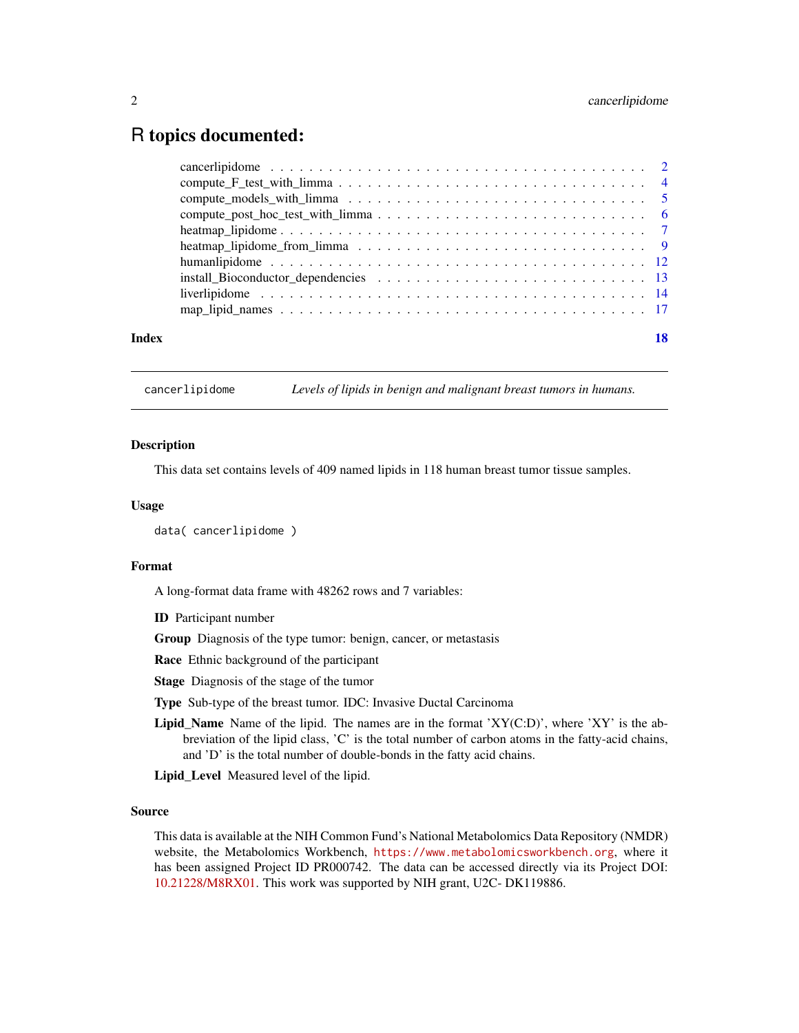# R topics documented:

- cancerlipidome . . . . . 2
- compute_F_test_with_limma . . . . . 4
- compute_models_with_limma . . . . . 5
- compute_post_hoc_test_with_limma . . . . . 6
- heatmap_lipidome . . . . . 7
- heatmap_lipidome_from_limma . . . . . 9
- humanlipidome . . . . . 12
- install_Bioconductor_dependencies . . . . . 13
- liverlipidome . . . . . 14
- map_lipid_names . . . . . 17

**Index** **18**

---

`cancerlipidome` *Levels of lipids in benign and malignant breast tumors in humans.*

---

### Description

This data set contains levels of 409 named lipids in 118 human breast tumor tissue samples.

### Usage

```
data( cancerlipidome )
```

### Format

A long-format data frame with 48262 rows and 7 variables:

**ID** Participant number

**Group** Diagnosis of the type tumor: benign, cancer, or metastasis

**Race** Ethnic background of the participant

**Stage** Diagnosis of the stage of the tumor

**Type** Sub-type of the breast tumor. IDC: Invasive Ductal Carcinoma

**Lipid_Name** Name of the lipid. The names are in the format 'XY(C:D)', where 'XY' is the abbreviation of the lipid class, 'C' is the total number of carbon atoms in the fatty-acid chains, and 'D' is the total number of double-bonds in the fatty acid chains.

**Lipid_Level** Measured level of the lipid.

### Source

This data is available at the NIH Common Fund's National Metabolomics Data Repository (NMDR) website, the Metabolomics Workbench, `https://www.metabolomicsworkbench.org`, where it has been assigned Project ID PR000742. The data can be accessed directly via its Project DOI: 10.21228/M8RX01. This work was supported by NIH grant, U2C- DK119886.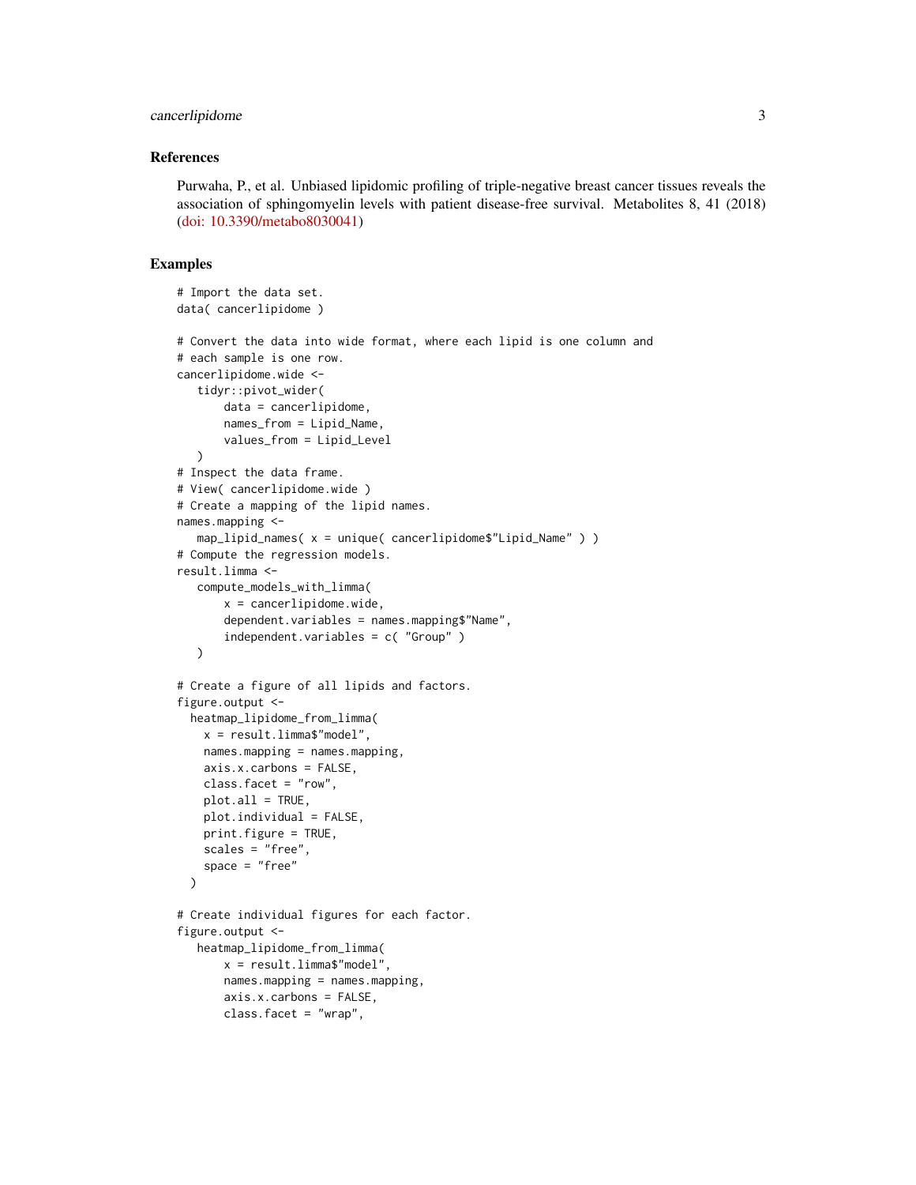## References

Purwaha, P., et al. Unbiased lipidomic profiling of triple-negative breast cancer tissues reveals the association of sphingomyelin levels with patient disease-free survival. Metabolites 8, 41 (2018) (doi: 10.3390/metabo8030041)

## Examples

```
# Import the data set.
data( cancerlipidome )

# Convert the data into wide format, where each lipid is one column and
# each sample is one row.
cancerlipidome.wide <-
   tidyr::pivot_wider(
       data = cancerlipidome,
       names_from = Lipid_Name,
       values_from = Lipid_Level
   )
# Inspect the data frame.
# View( cancerlipidome.wide )
# Create a mapping of the lipid names.
names.mapping <-
   map_lipid_names( x = unique( cancerlipidome$"Lipid_Name" ) )
# Compute the regression models.
result.limma <-
   compute_models_with_limma(
       x = cancerlipidome.wide,
       dependent.variables = names.mapping$"Name",
       independent.variables = c( "Group" )
   )

# Create a figure of all lipids and factors.
figure.output <-
  heatmap_lipidome_from_limma(
    x = result.limma$"model",
    names.mapping = names.mapping,
    axis.x.carbons = FALSE,
    class.facet = "row",
    plot.all = TRUE,
    plot.individual = FALSE,
    print.figure = TRUE,
    scales = "free",
    space = "free"
  )

# Create individual figures for each factor.
figure.output <-
   heatmap_lipidome_from_limma(
       x = result.limma$"model",
       names.mapping = names.mapping,
       axis.x.carbons = FALSE,
       class.facet = "wrap",
```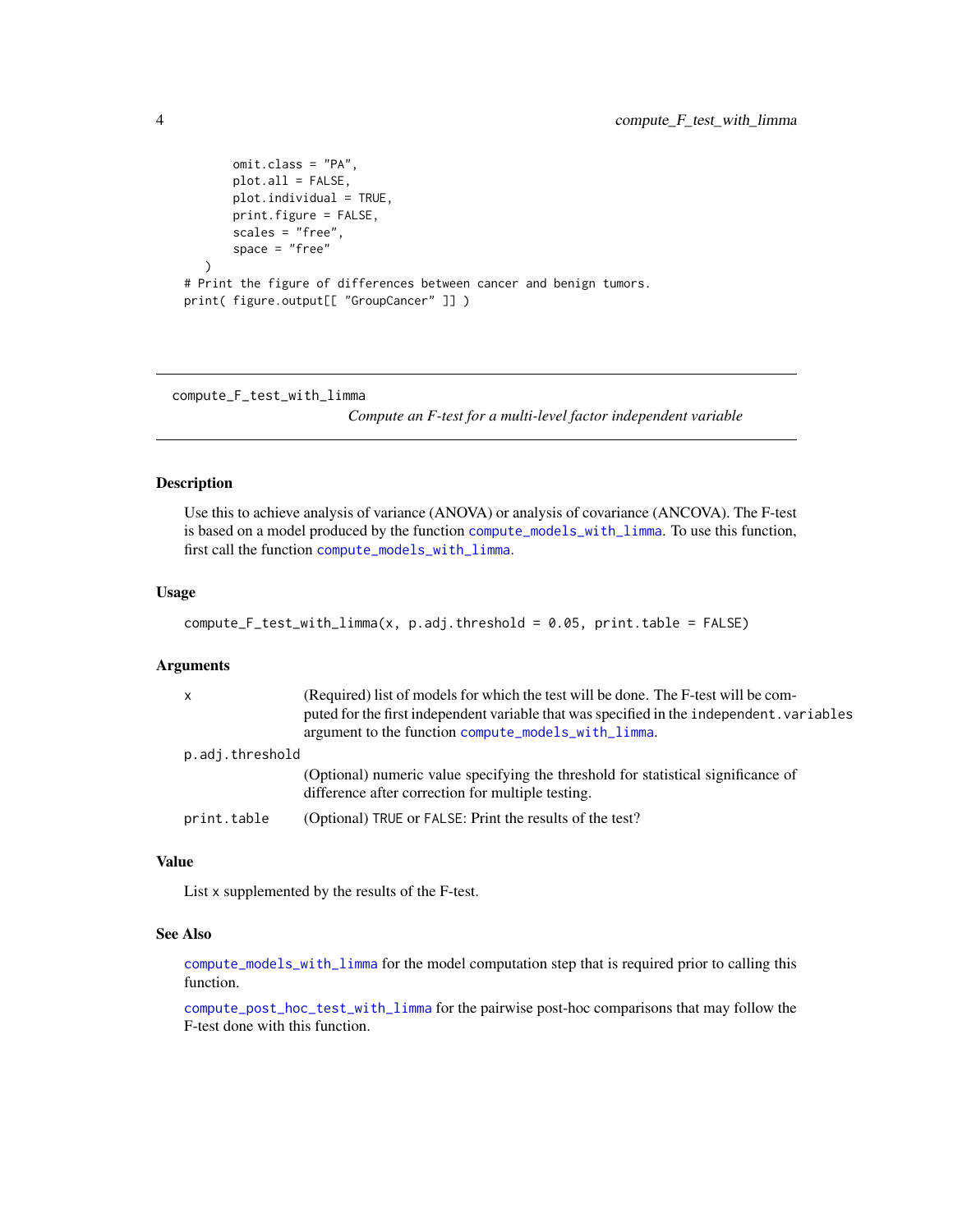```
        omit.class = "PA",
        plot.all = FALSE,
        plot.individual = TRUE,
        print.figure = FALSE,
        scales = "free",
        space = "free"
    )
# Print the figure of differences between cancer and benign tumors.
print( figure.output[[ "GroupCancer" ]] )
```

---

## compute_F_test_with_limma

*Compute an F-test for a multi-level factor independent variable*

---

### Description

Use this to achieve analysis of variance (ANOVA) or analysis of covariance (ANCOVA). The F-test is based on a model produced by the function `compute_models_with_limma`. To use this function, first call the function `compute_models_with_limma`.

### Usage

```
compute_F_test_with_limma(x, p.adj.threshold = 0.05, print.table = FALSE)
```

### Arguments

| | |
|---|---|
| `x` | (Required) list of models for which the test will be done. The F-test will be computed for the first independent variable that was specified in the `independent.variables` argument to the function `compute_models_with_limma`. |
| `p.adj.threshold` | (Optional) numeric value specifying the threshold for statistical significance of difference after correction for multiple testing. |
| `print.table` | (Optional) `TRUE` or `FALSE`: Print the results of the test? |

### Value

List `x` supplemented by the results of the F-test.

### See Also

`compute_models_with_limma` for the model computation step that is required prior to calling this function.

`compute_post_hoc_test_with_limma` for the pairwise post-hoc comparisons that may follow the F-test done with this function.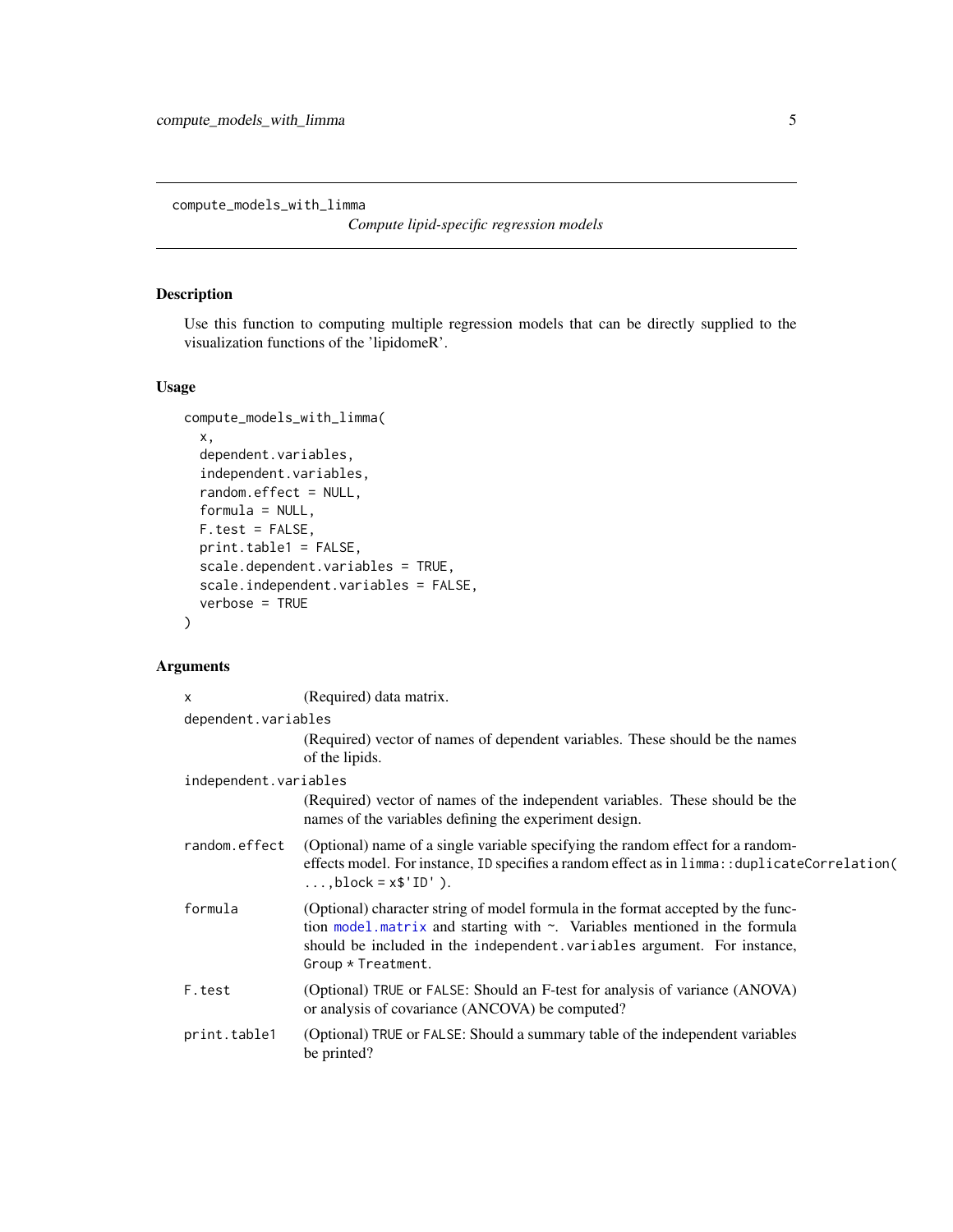`compute_models_with_limma` *Compute lipid-specific regression models*

## Description

Use this function to computing multiple regression models that can be directly supplied to the visualization functions of the 'lipidomeR'.

## Usage

```
compute_models_with_limma(
  x,
  dependent.variables,
  independent.variables,
  random.effect = NULL,
  formula = NULL,
  F.test = FALSE,
  print.table1 = FALSE,
  scale.dependent.variables = TRUE,
  scale.independent.variables = FALSE,
  verbose = TRUE
)
```

## Arguments

| Argument | Description |
|---|---|
| `x` | (Required) data matrix. |
| `dependent.variables` | (Required) vector of names of dependent variables. These should be the names of the lipids. |
| `independent.variables` | (Required) vector of names of the independent variables. These should be the names of the variables defining the experiment design. |
| `random.effect` | (Optional) name of a single variable specifying the random effect for a random-effects model. For instance, `ID` specifies a random effect as in `limma::duplicateCorrelation( ...,block = x$'ID' )`. |
| `formula` | (Optional) character string of model formula in the format accepted by the function `model.matrix` and starting with ~. Variables mentioned in the formula should be included in the `independent.variables` argument. For instance, `Group * Treatment`. |
| `F.test` | (Optional) `TRUE` or `FALSE`: Should an F-test for analysis of variance (ANOVA) or analysis of covariance (ANCOVA) be computed? |
| `print.table1` | (Optional) `TRUE` or `FALSE`: Should a summary table of the independent variables be printed? |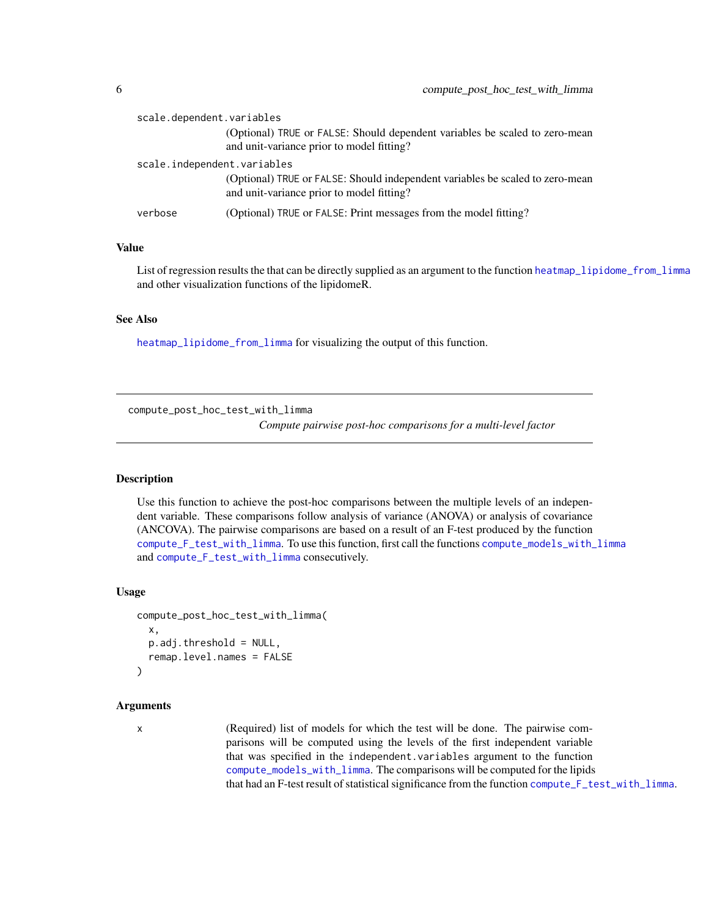`scale.dependent.variables`
: (Optional) `TRUE` or `FALSE`: Should dependent variables be scaled to zero-mean and unit-variance prior to model fitting?

`scale.independent.variables`
: (Optional) `TRUE` or `FALSE`: Should independent variables be scaled to zero-mean and unit-variance prior to model fitting?

`verbose`
: (Optional) `TRUE` or `FALSE`: Print messages from the model fitting?

### Value

List of regression results the that can be directly supplied as an argument to the function heatmap_lipidome_from_limma and other visualization functions of the lipidomeR.

### See Also

heatmap_lipidome_from_limma for visualizing the output of this function.

---

## compute_post_hoc_test_with_limma

*Compute pairwise post-hoc comparisons for a multi-level factor*

---

### Description

Use this function to achieve the post-hoc comparisons between the multiple levels of an independent variable. These comparisons follow analysis of variance (ANOVA) or analysis of covariance (ANCOVA). The pairwise comparisons are based on a result of an F-test produced by the function compute_F_test_with_limma. To use this function, first call the functions compute_models_with_limma and compute_F_test_with_limma consecutively.

### Usage

```
compute_post_hoc_test_with_limma(
  x,
  p.adj.threshold = NULL,
  remap.level.names = FALSE
)
```

### Arguments

`x`
: (Required) list of models for which the test will be done. The pairwise comparisons will be computed using the levels of the first independent variable that was specified in the `independent.variables` argument to the function compute_models_with_limma. The comparisons will be computed for the lipids that had an F-test result of statistical significance from the function compute_F_test_with_limma.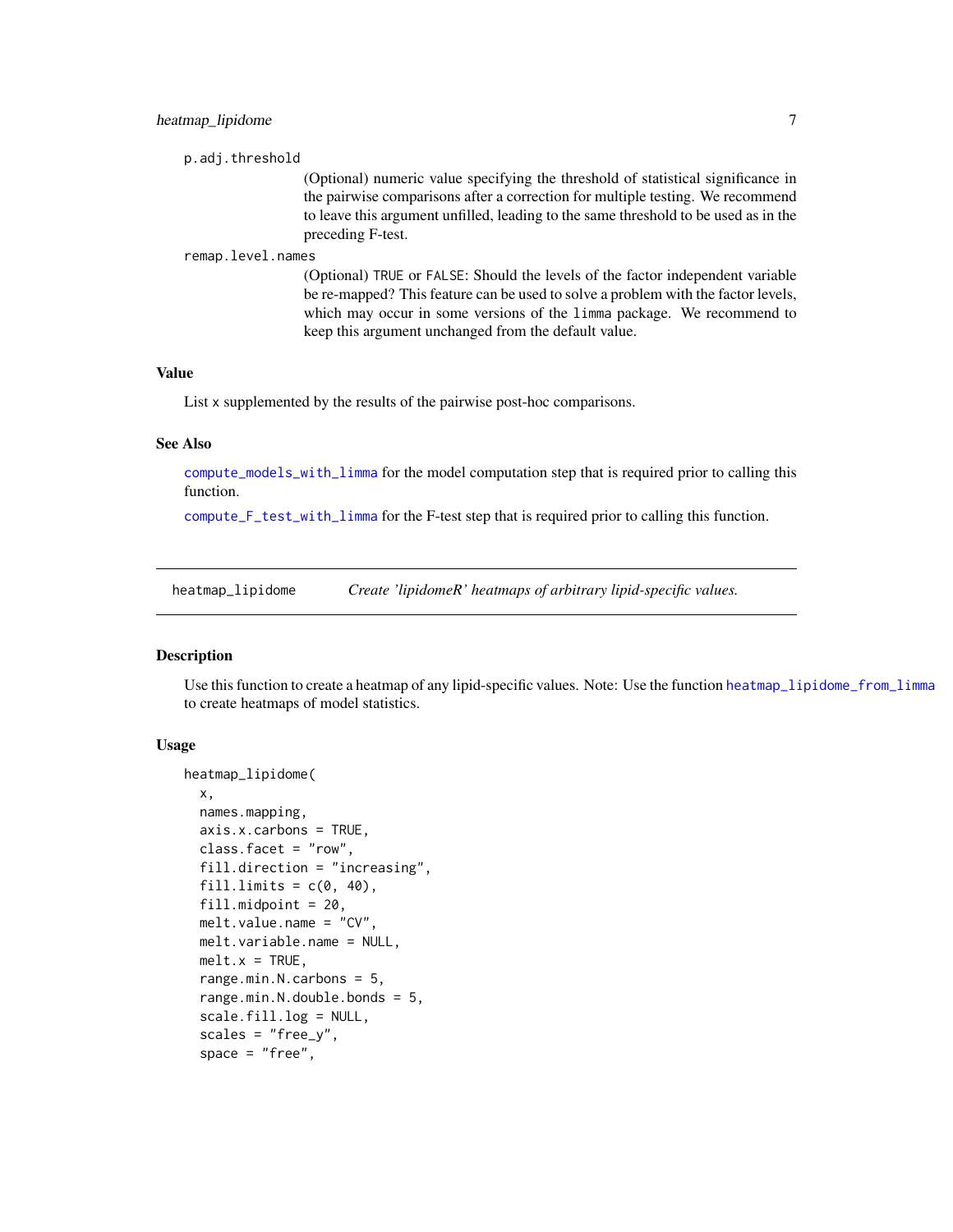p.adj.threshold

(Optional) numeric value specifying the threshold of statistical significance in the pairwise comparisons after a correction for multiple testing. We recommend to leave this argument unfilled, leading to the same threshold to be used as in the preceding F-test.

remap.level.names

(Optional) TRUE or FALSE: Should the levels of the factor independent variable be re-mapped? This feature can be used to solve a problem with the factor levels, which may occur in some versions of the limma package. We recommend to keep this argument unchanged from the default value.

### Value

List x supplemented by the results of the pairwise post-hoc comparisons.

### See Also

compute_models_with_limma for the model computation step that is required prior to calling this function.

compute_F_test_with_limma for the F-test step that is required prior to calling this function.

---

## heatmap_lipidome *Create 'lipidomeR' heatmaps of arbitrary lipid-specific values.*

---

### Description

Use this function to create a heatmap of any lipid-specific values. Note: Use the function heatmap_lipidome_from_limma to create heatmaps of model statistics.

### Usage

```
heatmap_lipidome(
  x,
  names.mapping,
  axis.x.carbons = TRUE,
  class.facet = "row",
  fill.direction = "increasing",
  fill.limits = c(0, 40),
  fill.midpoint = 20,
  melt.value.name = "CV",
  melt.variable.name = NULL,
  melt.x = TRUE,
  range.min.N.carbons = 5,
  range.min.N.double.bonds = 5,
  scale.fill.log = NULL,
  scales = "free_y",
  space = "free",
```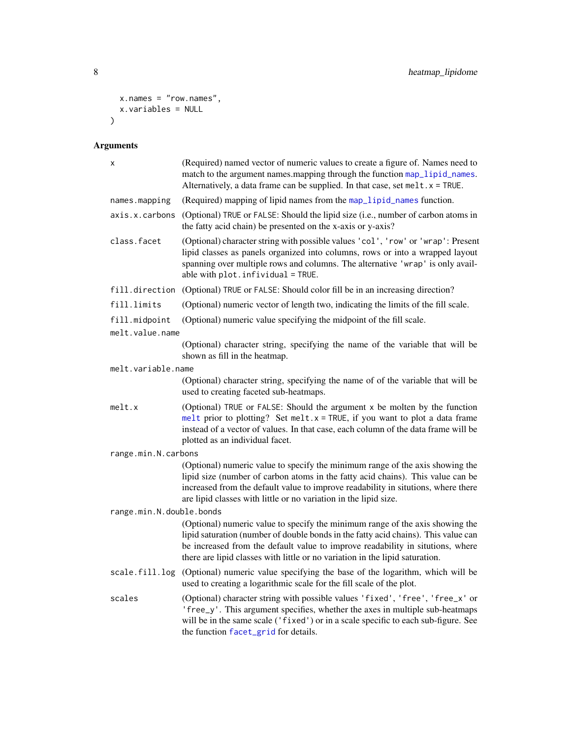```
  x.names = "row.names",
  x.variables = NULL
)
```

## Arguments

| Argument | Description |
|---|---|
| `x` | (Required) named vector of numeric values to create a figure of. Names need to match to the argument names.mapping through the function `map_lipid_names`. Alternatively, a data frame can be supplied. In that case, set `melt.x = TRUE`. |
| `names.mapping` | (Required) mapping of lipid names from the `map_lipid_names` function. |
| `axis.x.carbons` | (Optional) `TRUE` or `FALSE`: Should the lipid size (i.e., number of carbon atoms in the fatty acid chain) be presented on the x-axis or y-axis? |
| `class.facet` | (Optional) character string with possible values `'col'`, `'row'` or `'wrap'`: Present lipid classes as panels organized into columns, rows or into a wrapped layout spanning over multiple rows and columns. The alternative `'wrap'` is only available with `plot.infividual = TRUE`. |
| `fill.direction` | (Optional) `TRUE` or `FALSE`: Should color fill be in an increasing direction? |
| `fill.limits` | (Optional) numeric vector of length two, indicating the limits of the fill scale. |
| `fill.midpoint` | (Optional) numeric value specifying the midpoint of the fill scale. |
| `melt.value.name` | (Optional) character string, specifying the name of the variable that will be shown as fill in the heatmap. |
| `melt.variable.name` | (Optional) character string, specifying the name of of the variable that will be used to creating faceted sub-heatmaps. |
| `melt.x` | (Optional) `TRUE` or `FALSE`: Should the argument `x` be molten by the function `melt` prior to plotting? Set `melt.x = TRUE`, if you want to plot a data frame instead of a vector of values. In that case, each column of the data frame will be plotted as an individual facet. |
| `range.min.N.carbons` | (Optional) numeric value to specify the minimum range of the axis showing the lipid size (number of carbon atoms in the fatty acid chains). This value can be increased from the default value to improve readability in situtions, where there are lipid classes with little or no variation in the lipid size. |
| `range.min.N.double.bonds` | (Optional) numeric value to specify the minimum range of the axis showing the lipid saturation (number of double bonds in the fatty acid chains). This value can be increased from the default value to improve readability in situtions, where there are lipid classes with little or no variation in the lipid saturation. |
| `scale.fill.log` | (Optional) numeric value specifying the base of the logarithm, which will be used to creating a logarithmic scale for the fill scale of the plot. |
| `scales` | (Optional) character string with possible values `'fixed'`, `'free'`, `'free_x'` or `'free_y'`. This argument specifies, whether the axes in multiple sub-heatmaps will be in the same scale (`'fixed'`) or in a scale specific to each sub-figure. See the function `facet_grid` for details. |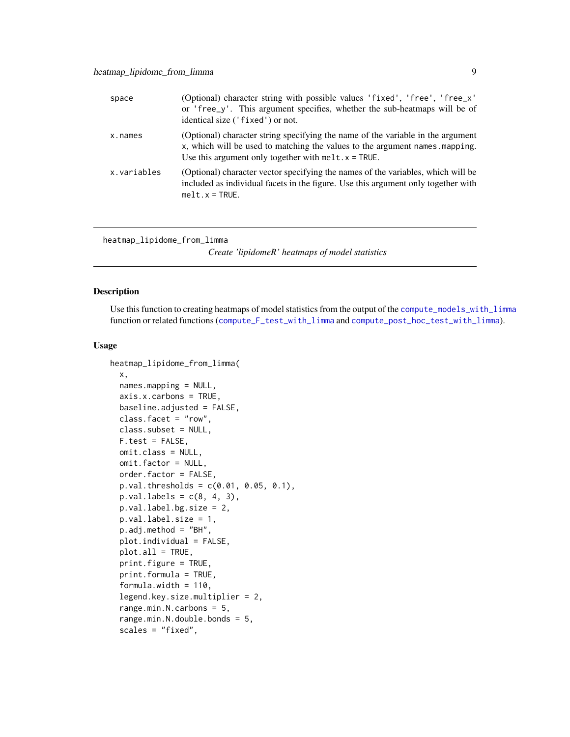| | |
|---|---|
| space | (Optional) character string with possible values 'fixed', 'free', 'free_x' or 'free_y'. This argument specifies, whether the sub-heatmaps will be of identical size ('fixed') or not. |
| x.names | (Optional) character string specifying the name of the variable in the argument x, which will be used to matching the values to the argument names.mapping. Use this argument only together with melt.x = TRUE. |
| x.variables | (Optional) character vector specifying the names of the variables, which will be included as individual facets in the figure. Use this argument only together with melt.x = TRUE. |

---

heatmap_lipidome_from_limma

*Create 'lipidomeR' heatmaps of model statistics*

---

## Description

Use this function to creating heatmaps of model statistics from the output of the compute_models_with_limma function or related functions (compute_F_test_with_limma and compute_post_hoc_test_with_limma).

## Usage

```
heatmap_lipidome_from_limma(
  x,
  names.mapping = NULL,
  axis.x.carbons = TRUE,
  baseline.adjusted = FALSE,
  class.facet = "row",
  class.subset = NULL,
  F.test = FALSE,
  omit.class = NULL,
  omit.factor = NULL,
  order.factor = FALSE,
  p.val.thresholds = c(0.01, 0.05, 0.1),
  p.val.labels = c(8, 4, 3),
  p.val.label.bg.size = 2,
  p.val.label.size = 1,
  p.adj.method = "BH",
  plot.individual = FALSE,
  plot.all = TRUE,
  print.figure = TRUE,
  print.formula = TRUE,
  formula.width = 110,
  legend.key.size.multiplier = 2,
  range.min.N.carbons = 5,
  range.min.N.double.bonds = 5,
  scales = "fixed",
```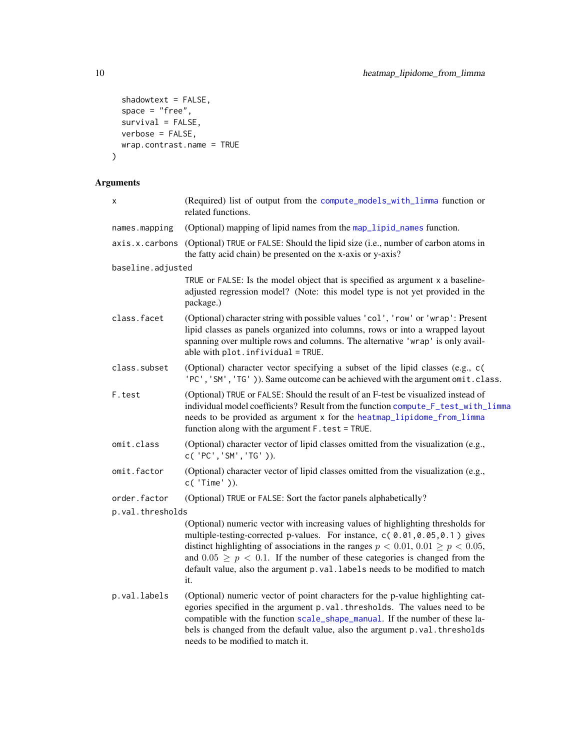```
  shadowtext = FALSE,
  space = "free",
  survival = FALSE,
  verbose = FALSE,
  wrap.contrast.name = TRUE
)
```

### Arguments

| | |
|---|---|
| `x` | (Required) list of output from the `compute_models_with_limma` function or related functions. |
| `names.mapping` | (Optional) mapping of lipid names from the `map_lipid_names` function. |
| `axis.x.carbons` | (Optional) `TRUE` or `FALSE`: Should the lipid size (i.e., number of carbon atoms in the fatty acid chain) be presented on the x-axis or y-axis? |
| `baseline.adjusted` | `TRUE` or `FALSE`: Is the model object that is specified as argument `x` a baseline-adjusted regression model? (Note: this model type is not yet provided in the package.) |
| `class.facet` | (Optional) character string with possible values `'col'`, `'row'` or `'wrap'`: Present lipid classes as panels organized into columns, rows or into a wrapped layout spanning over multiple rows and columns. The alternative `'wrap'` is only available with `plot.infividual = TRUE`. |
| `class.subset` | (Optional) character vector specifying a subset of the lipid classes (e.g., `c( 'PC','SM','TG' )`). Same outcome can be achieved with the argument `omit.class`. |
| `F.test` | (Optional) `TRUE` or `FALSE`: Should the result of an F-test be visualized instead of individual model coefficients? Result from the function `compute_F_test_with_limma` needs to be provided as argument `x` for the `heatmap_lipidome_from_limma` function along with the argument `F.test = TRUE`. |
| `omit.class` | (Optional) character vector of lipid classes omitted from the visualization (e.g., `c( 'PC','SM','TG' )`). |
| `omit.factor` | (Optional) character vector of lipid classes omitted from the visualization (e.g., `c( 'Time' )`). |
| `order.factor` | (Optional) `TRUE` or `FALSE`: Sort the factor panels alphabetically? |
| `p.val.thresholds` | (Optional) numeric vector with increasing values of highlighting thresholds for multiple-testing-corrected p-values. For instance, `c( 0.01,0.05,0.1 )` gives distinct highlighting of associations in the ranges $p < 0.01$, $0.01 \geq p < 0.05$, and $0.05 \geq p < 0.1$. If the number of these categories is changed from the default value, also the argument `p.val.labels` needs to be modified to match it. |
| `p.val.labels` | (Optional) numeric vector of point characters for the p-value highlighting categories specified in the argument `p.val.thresholds`. The values need to be compatible with the function `scale_shape_manual`. If the number of these labels is changed from the default value, also the argument `p.val.thresholds` needs to be modified to match it. |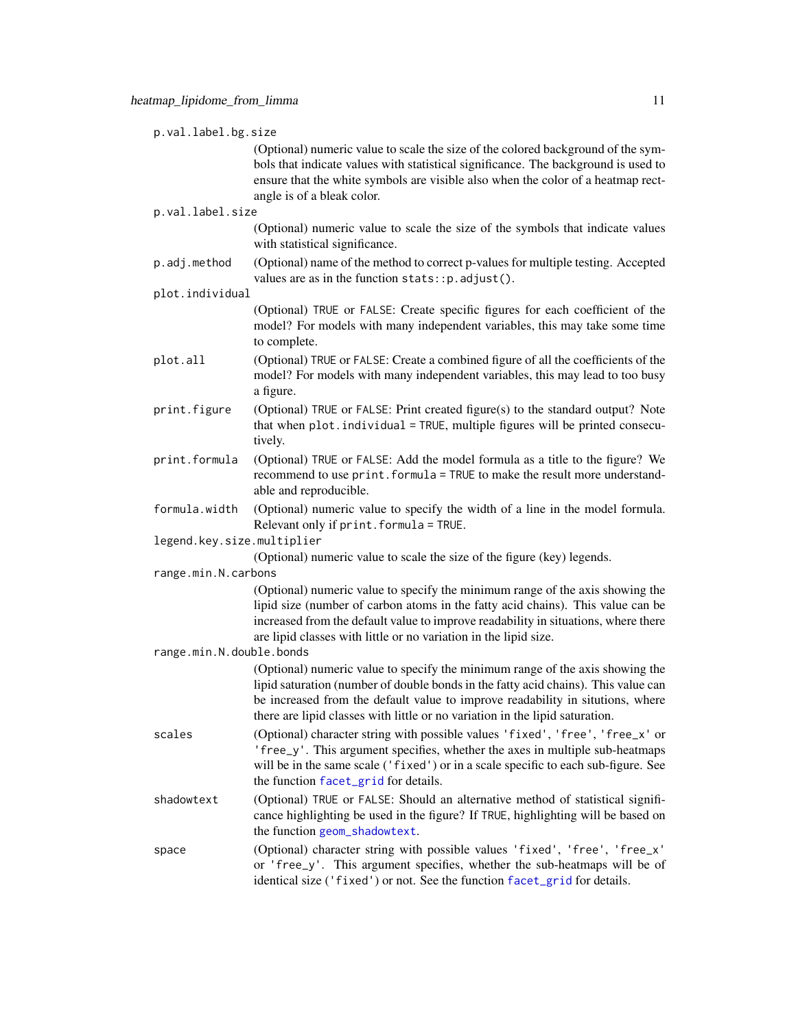`p.val.label.bg.size`
: (Optional) numeric value to scale the size of the colored background of the symbols that indicate values with statistical significance. The background is used to ensure that the white symbols are visible also when the color of a heatmap rectangle is of a bleak color.

`p.val.label.size`
: (Optional) numeric value to scale the size of the symbols that indicate values with statistical significance.

`p.adj.method`
: (Optional) name of the method to correct p-values for multiple testing. Accepted values are as in the function `stats::p.adjust()`.

`plot.individual`
: (Optional) `TRUE` or `FALSE`: Create specific figures for each coefficient of the model? For models with many independent variables, this may take some time to complete.

`plot.all`
: (Optional) `TRUE` or `FALSE`: Create a combined figure of all the coefficients of the model? For models with many independent variables, this may lead to too busy a figure.

`print.figure`
: (Optional) `TRUE` or `FALSE`: Print created figure(s) to the standard output? Note that when `plot.individual = TRUE`, multiple figures will be printed consecutively.

`print.formula`
: (Optional) `TRUE` or `FALSE`: Add the model formula as a title to the figure? We recommend to use `print.formula = TRUE` to make the result more understandable and reproducible.

`formula.width`
: (Optional) numeric value to specify the width of a line in the model formula. Relevant only if `print.formula = TRUE`.

`legend.key.size.multiplier`
: (Optional) numeric value to scale the size of the figure (key) legends.

`range.min.N.carbons`
: (Optional) numeric value to specify the minimum range of the axis showing the lipid size (number of carbon atoms in the fatty acid chains). This value can be increased from the default value to improve readability in situations, where there are lipid classes with little or no variation in the lipid size.

`range.min.N.double.bonds`
: (Optional) numeric value to specify the minimum range of the axis showing the lipid saturation (number of double bonds in the fatty acid chains). This value can be increased from the default value to improve readability in situtions, where there are lipid classes with little or no variation in the lipid saturation.

`scales`
: (Optional) character string with possible values `'fixed'`, `'free'`, `'free_x'` or `'free_y'`. This argument specifies, whether the axes in multiple sub-heatmaps will be in the same scale (`'fixed'`) or in a scale specific to each sub-figure. See the function `facet_grid` for details.

`shadowtext`
: (Optional) `TRUE` or `FALSE`: Should an alternative method of statistical significance highlighting be used in the figure? If `TRUE`, highlighting will be based on the function `geom_shadowtext`.

`space`
: (Optional) character string with possible values `'fixed'`, `'free'`, `'free_x'` or `'free_y'`. This argument specifies, whether the sub-heatmaps will be of identical size (`'fixed'`) or not. See the function `facet_grid` for details.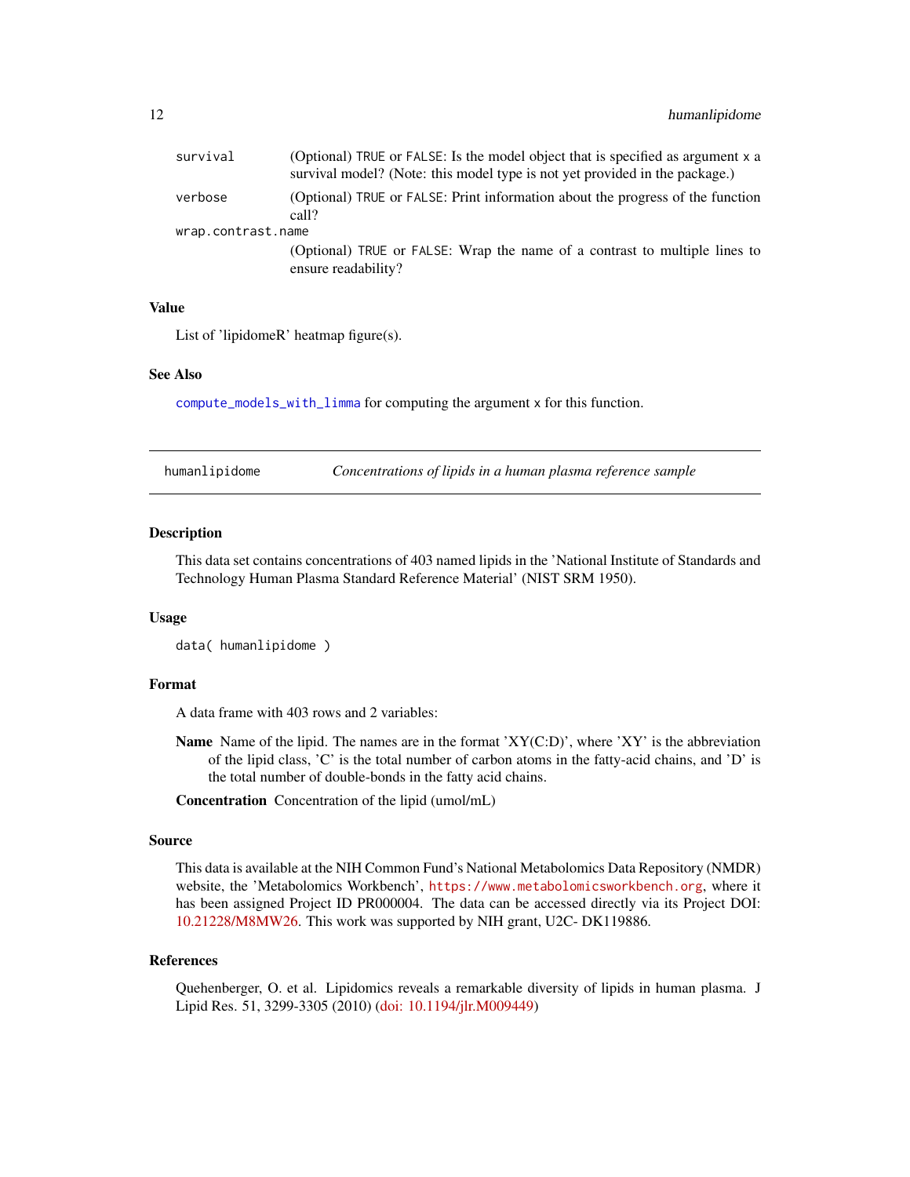survival
: (Optional) `TRUE` or `FALSE`: Is the model object that is specified as argument `x` a survival model? (Note: this model type is not yet provided in the package.)

verbose
: (Optional) `TRUE` or `FALSE`: Print information about the progress of the function call?

wrap.contrast.name
: (Optional) `TRUE` or `FALSE`: Wrap the name of a contrast to multiple lines to ensure readability?

### Value

List of 'lipidomeR' heatmap figure(s).

### See Also

`compute_models_with_limma` for computing the argument `x` for this function.

---

## humanlipidome — *Concentrations of lipids in a human plasma reference sample*

---

### Description

This data set contains concentrations of 403 named lipids in the 'National Institute of Standards and Technology Human Plasma Standard Reference Material' (NIST SRM 1950).

### Usage

```
data( humanlipidome )
```

### Format

A data frame with 403 rows and 2 variables:

**Name** Name of the lipid. The names are in the format 'XY(C:D)', where 'XY' is the abbreviation of the lipid class, 'C' is the total number of carbon atoms in the fatty-acid chains, and 'D' is the total number of double-bonds in the fatty acid chains.

**Concentration** Concentration of the lipid (umol/mL)

### Source

This data is available at the NIH Common Fund's National Metabolomics Data Repository (NMDR) website, the 'Metabolomics Workbench', `https://www.metabolomicsworkbench.org`, where it has been assigned Project ID PR000004. The data can be accessed directly via its Project DOI: 10.21228/M8MW26. This work was supported by NIH grant, U2C- DK119886.

### References

Quehenberger, O. et al. Lipidomics reveals a remarkable diversity of lipids in human plasma. J Lipid Res. 51, 3299-3305 (2010) (doi: 10.1194/jlr.M009449)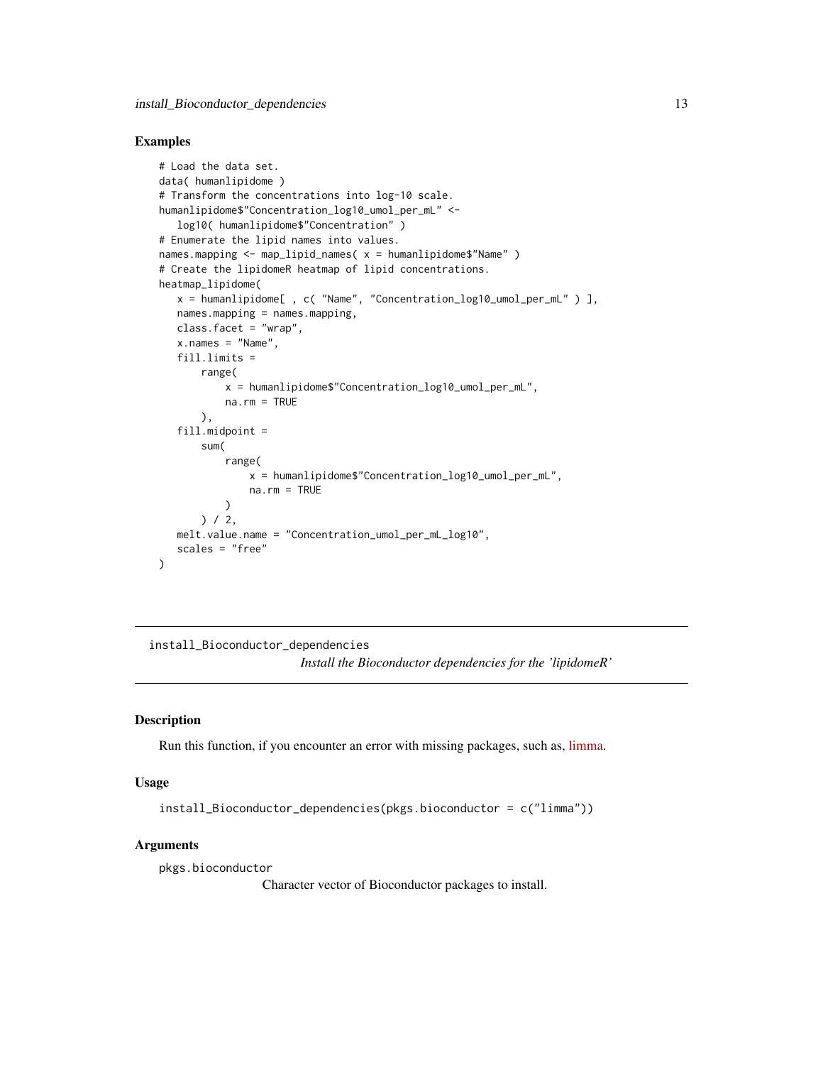## Examples

```
# Load the data set.
data( humanlipidome )
# Transform the concentrations into log-10 scale.
humanlipidome$"Concentration_log10_umol_per_mL" <-
   log10( humanlipidome$"Concentration" )
# Enumerate the lipid names into values.
names.mapping <- map_lipid_names( x = humanlipidome$"Name" )
# Create the lipidomeR heatmap of lipid concentrations.
heatmap_lipidome(
   x = humanlipidome[ , c( "Name", "Concentration_log10_umol_per_mL" ) ],
   names.mapping = names.mapping,
   class.facet = "wrap",
   x.names = "Name",
   fill.limits =
       range(
           x = humanlipidome$"Concentration_log10_umol_per_mL",
           na.rm = TRUE
       ),
   fill.midpoint =
       sum(
           range(
               x = humanlipidome$"Concentration_log10_umol_per_mL",
               na.rm = TRUE
           )
       ) / 2,
   melt.value.name = "Concentration_umol_per_mL_log10",
   scales = "free"
)
```

---

`install_Bioconductor_dependencies`

*Install the Bioconductor dependencies for the 'lipidomeR'*

---

## Description

Run this function, if you encounter an error with missing packages, such as, limma.

## Usage

```
install_Bioconductor_dependencies(pkgs.bioconductor = c("limma"))
```

## Arguments

`pkgs.bioconductor`
Character vector of Bioconductor packages to install.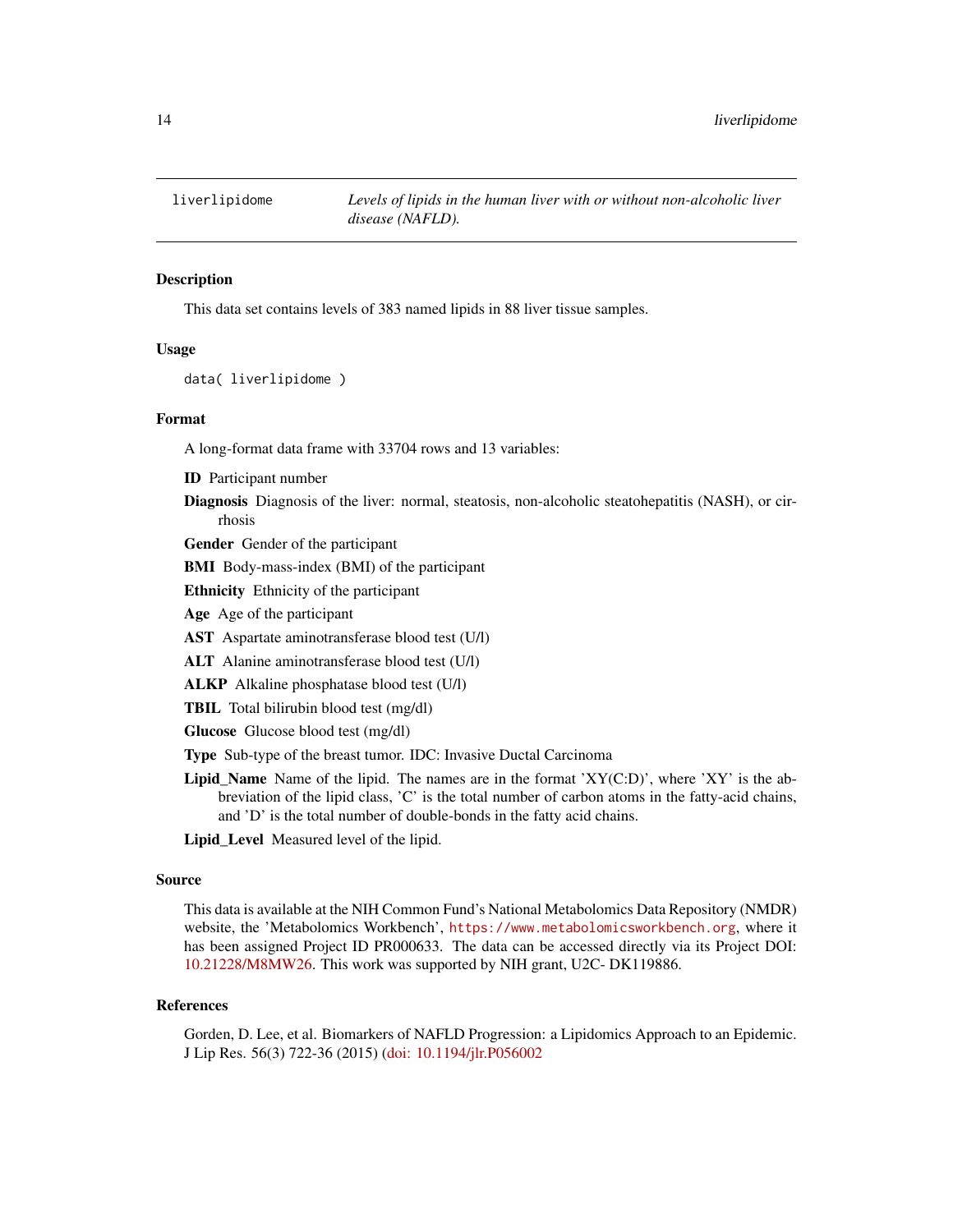liverlipidome — *Levels of lipids in the human liver with or without non-alcoholic liver disease (NAFLD).*

## Description

This data set contains levels of 383 named lipids in 88 liver tissue samples.

## Usage

```
data( liverlipidome )
```

## Format

A long-format data frame with 33704 rows and 13 variables:

**ID** Participant number

**Diagnosis** Diagnosis of the liver: normal, steatosis, non-alcoholic steatohepatitis (NASH), or cirrhosis

**Gender** Gender of the participant

**BMI** Body-mass-index (BMI) of the participant

**Ethnicity** Ethnicity of the participant

**Age** Age of the participant

**AST** Aspartate aminotransferase blood test (U/l)

**ALT** Alanine aminotransferase blood test (U/l)

**ALKP** Alkaline phosphatase blood test (U/l)

**TBIL** Total bilirubin blood test (mg/dl)

**Glucose** Glucose blood test (mg/dl)

**Type** Sub-type of the breast tumor. IDC: Invasive Ductal Carcinoma

**Lipid_Name** Name of the lipid. The names are in the format 'XY(C:D)', where 'XY' is the abbreviation of the lipid class, 'C' is the total number of carbon atoms in the fatty-acid chains, and 'D' is the total number of double-bonds in the fatty acid chains.

**Lipid_Level** Measured level of the lipid.

## Source

This data is available at the NIH Common Fund's National Metabolomics Data Repository (NMDR) website, the 'Metabolomics Workbench', https://www.metabolomicsworkbench.org, where it has been assigned Project ID PR000633. The data can be accessed directly via its Project DOI: 10.21228/M8MW26. This work was supported by NIH grant, U2C- DK119886.

## References

Gorden, D. Lee, et al. Biomarkers of NAFLD Progression: a Lipidomics Approach to an Epidemic. J Lip Res. 56(3) 722-36 (2015) (doi: 10.1194/jlr.P056002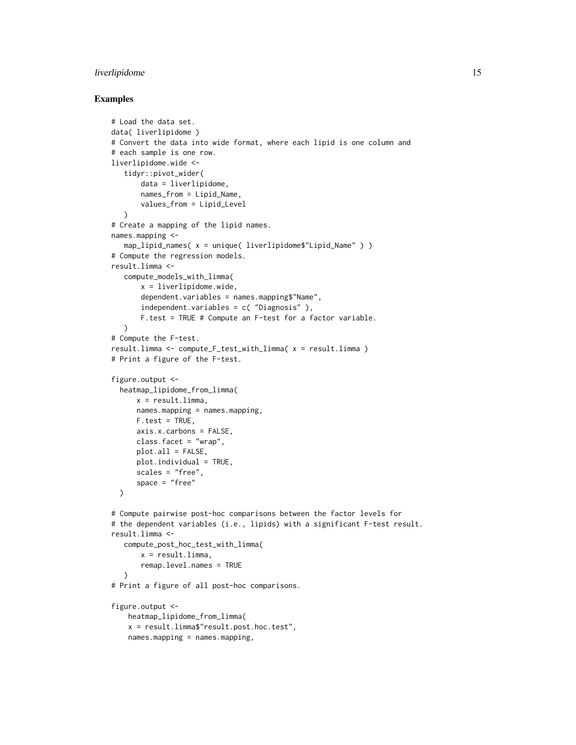## Examples

```
# Load the data set.
data( liverlipidome )
# Convert the data into wide format, where each lipid is one column and
# each sample is one row.
liverlipidome.wide <-
   tidyr::pivot_wider(
       data = liverlipidome,
       names_from = Lipid_Name,
       values_from = Lipid_Level
   )
# Create a mapping of the lipid names.
names.mapping <-
   map_lipid_names( x = unique( liverlipidome$"Lipid_Name" ) )
# Compute the regression models.
result.limma <-
   compute_models_with_limma(
       x = liverlipidome.wide,
       dependent.variables = names.mapping$"Name",
       independent.variables = c( "Diagnosis" ),
       F.test = TRUE # Compute an F-test for a factor variable.
   )
# Compute the F-test.
result.limma <- compute_F_test_with_limma( x = result.limma )
# Print a figure of the F-test.

figure.output <-
  heatmap_lipidome_from_limma(
      x = result.limma,
      names.mapping = names.mapping,
      F.test = TRUE,
      axis.x.carbons = FALSE,
      class.facet = "wrap",
      plot.all = FALSE,
      plot.individual = TRUE,
      scales = "free",
      space = "free"
  )

# Compute pairwise post-hoc comparisons between the factor levels for
# the dependent variables (i.e., lipids) with a significant F-test result.
result.limma <-
   compute_post_hoc_test_with_limma(
       x = result.limma,
       remap.level.names = TRUE
   )
# Print a figure of all post-hoc comparisons.

figure.output <-
    heatmap_lipidome_from_limma(
    x = result.limma$"result.post.hoc.test",
    names.mapping = names.mapping,
```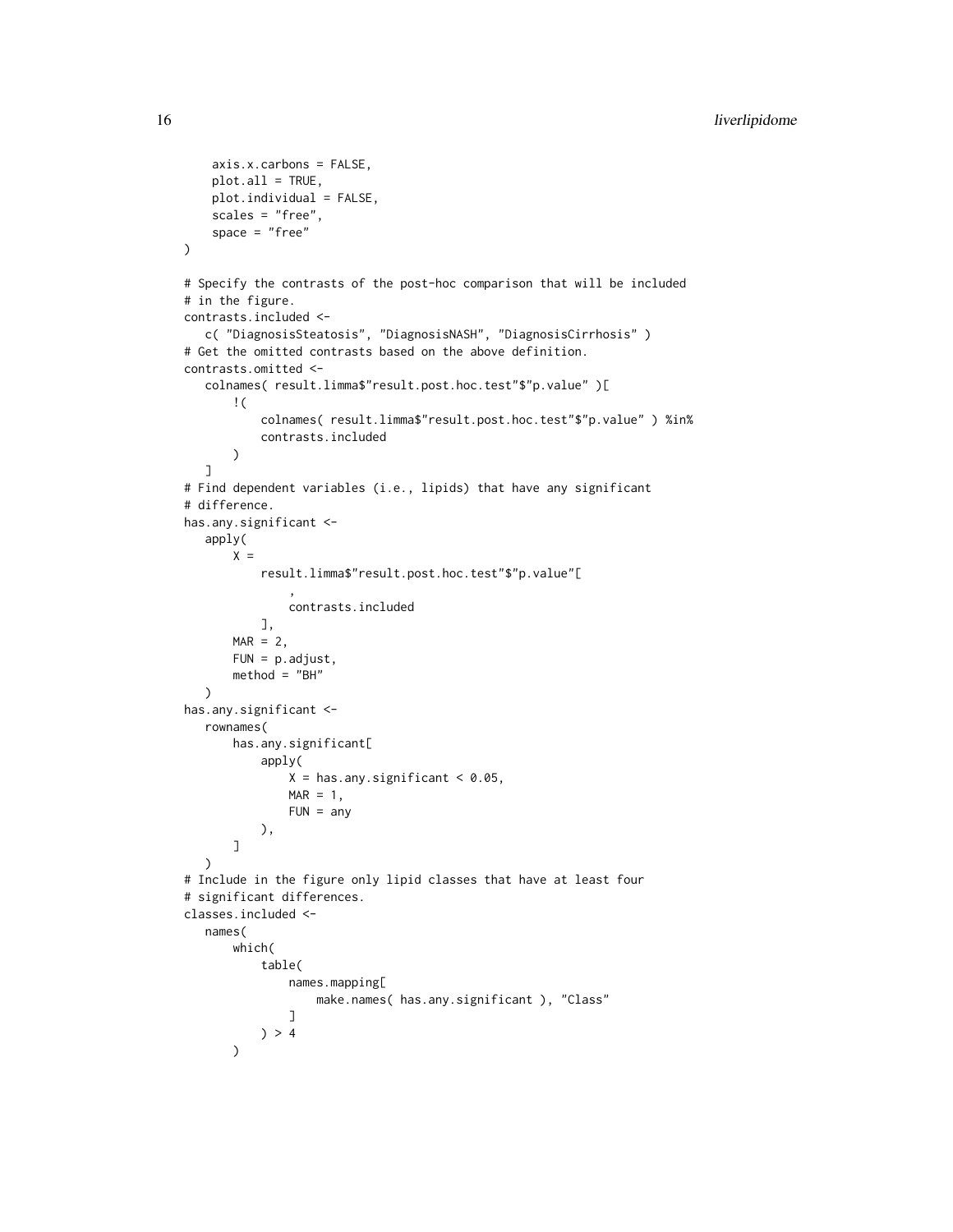```
    axis.x.carbons = FALSE,
    plot.all = TRUE,
    plot.individual = FALSE,
    scales = "free",
    space = "free"
)

# Specify the contrasts of the post-hoc comparison that will be included
# in the figure.
contrasts.included <-
   c( "DiagnosisSteatosis", "DiagnosisNASH", "DiagnosisCirrhosis" )
# Get the omitted contrasts based on the above definition.
contrasts.omitted <-
   colnames( result.limma$"result.post.hoc.test"$"p.value" )[
       !(
           colnames( result.limma$"result.post.hoc.test"$"p.value" ) %in%
           contrasts.included
       )
   ]
# Find dependent variables (i.e., lipids) that have any significant
# difference.
has.any.significant <-
   apply(
       X =
           result.limma$"result.post.hoc.test"$"p.value"[
               ,
               contrasts.included
           ],
       MAR = 2,
       FUN = p.adjust,
       method = "BH"
   )
has.any.significant <-
   rownames(
       has.any.significant[
           apply(
               X = has.any.significant < 0.05,
               MAR = 1,
               FUN = any
           ),
       ]
   )
# Include in the figure only lipid classes that have at least four
# significant differences.
classes.included <-
   names(
       which(
           table(
               names.mapping[
                   make.names( has.any.significant ), "Class"
               ]
           ) > 4
       )
```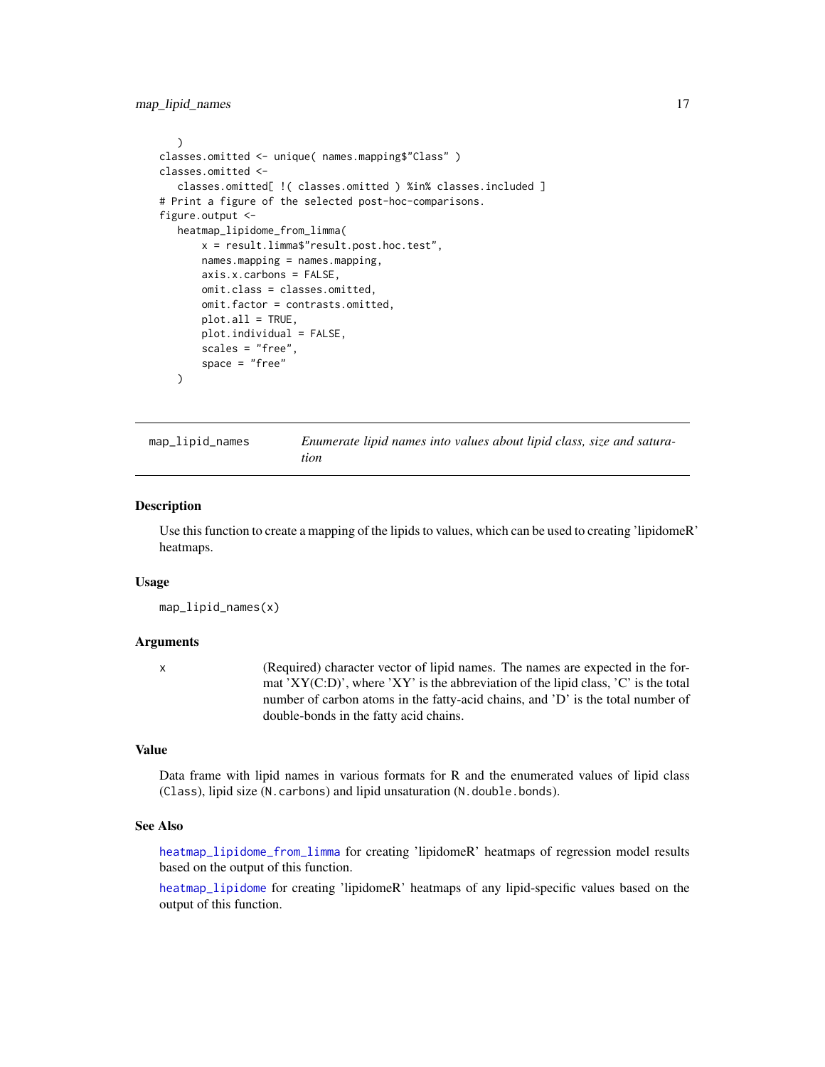```
    )
classes.omitted <- unique( names.mapping$"Class" )
classes.omitted <-
   classes.omitted[ !( classes.omitted ) %in% classes.included ]
# Print a figure of the selected post-hoc-comparisons.
figure.output <-
   heatmap_lipidome_from_limma(
       x = result.limma$"result.post.hoc.test",
       names.mapping = names.mapping,
       axis.x.carbons = FALSE,
       omit.class = classes.omitted,
       omit.factor = contrasts.omitted,
       plot.all = TRUE,
       plot.individual = FALSE,
       scales = "free",
       space = "free"
   )
```

---

## map_lipid_names — *Enumerate lipid names into values about lipid class, size and saturation*

---

### Description

Use this function to create a mapping of the lipids to values, which can be used to creating 'lipidomeR' heatmaps.

### Usage

```
map_lipid_names(x)
```

### Arguments

| | |
|---|---|
| x | (Required) character vector of lipid names. The names are expected in the format 'XY(C:D)', where 'XY' is the abbreviation of the lipid class, 'C' is the total number of carbon atoms in the fatty-acid chains, and 'D' is the total number of double-bonds in the fatty acid chains. |

### Value

Data frame with lipid names in various formats for R and the enumerated values of lipid class (`Class`), lipid size (`N.carbons`) and lipid unsaturation (`N.double.bonds`).

### See Also

`heatmap_lipidome_from_limma` for creating 'lipidomeR' heatmaps of regression model results based on the output of this function.

`heatmap_lipidome` for creating 'lipidomeR' heatmaps of any lipid-specific values based on the output of this function.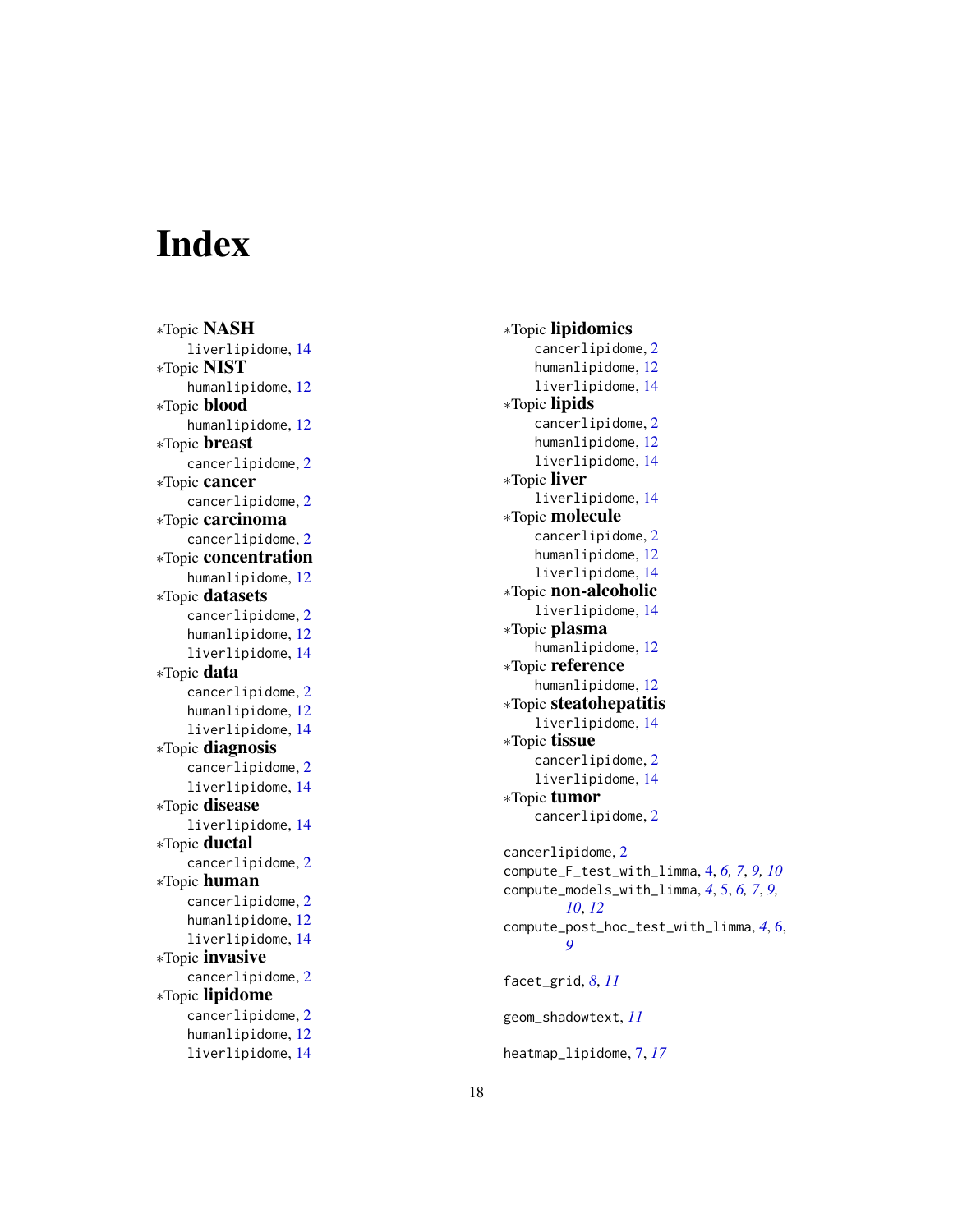# Index

*Topic **NASH**
  liverlipidome, 14
*Topic **NIST**
  humanlipidome, 12
*Topic **blood**
  humanlipidome, 12
*Topic **breast**
  cancerlipidome, 2
*Topic **cancer**
  cancerlipidome, 2
*Topic **carcinoma**
  cancerlipidome, 2
*Topic **concentration**
  humanlipidome, 12
*Topic **datasets**
  cancerlipidome, 2
  humanlipidome, 12
  liverlipidome, 14
*Topic **data**
  cancerlipidome, 2
  humanlipidome, 12
  liverlipidome, 14
*Topic **diagnosis**
  cancerlipidome, 2
  liverlipidome, 14
*Topic **disease**
  liverlipidome, 14
*Topic **ductal**
  cancerlipidome, 2
*Topic **human**
  cancerlipidome, 2
  humanlipidome, 12
  liverlipidome, 14
*Topic **invasive**
  cancerlipidome, 2
*Topic **lipidome**
  cancerlipidome, 2
  humanlipidome, 12
  liverlipidome, 14
*Topic **lipidomics**
  cancerlipidome, 2
  humanlipidome, 12
  liverlipidome, 14
*Topic **lipids**
  cancerlipidome, 2
  humanlipidome, 12
  liverlipidome, 14
*Topic **liver**
  liverlipidome, 14
*Topic **molecule**
  cancerlipidome, 2
  humanlipidome, 12
  liverlipidome, 14
*Topic **non-alcoholic**
  liverlipidome, 14
*Topic **plasma**
  humanlipidome, 12
*Topic **reference**
  humanlipidome, 12
*Topic **steatohepatitis**
  liverlipidome, 14
*Topic **tissue**
  cancerlipidome, 2
  liverlipidome, 14
*Topic **tumor**
  cancerlipidome, 2

cancerlipidome, 2
compute_F_test_with_limma, 4, *6, 7*, 9, *10*
compute_models_with_limma, *4*, 5, *6, 7*, *9, 10*, *12*
compute_post_hoc_test_with_limma, *4*, 6, *9*

facet_grid, *8*, *11*

geom_shadowtext, *11*

heatmap_lipidome, 7, *17*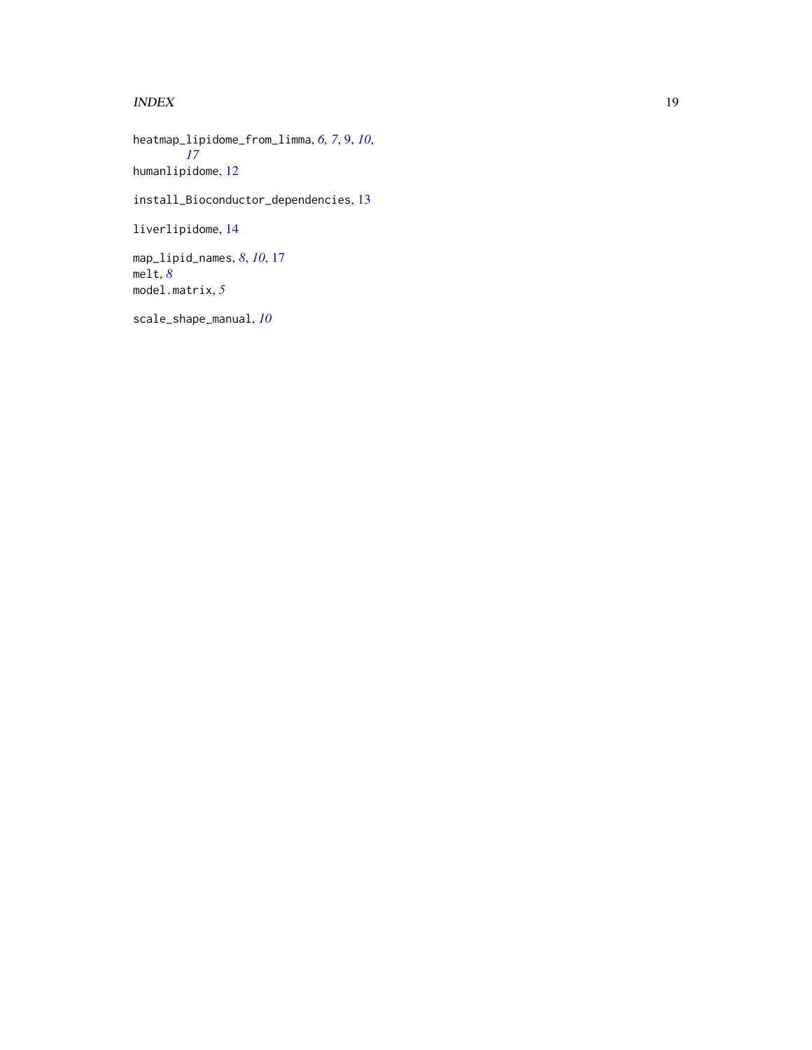heatmap_lipidome_from_limma, *6, 7*, 9, *10*, *17*
humanlipidome, 12

install_Bioconductor_dependencies, 13

liverlipidome, 14

map_lipid_names, *8*, *10*, 17
melt, *8*
model.matrix, *5*

scale_shape_manual, *10*